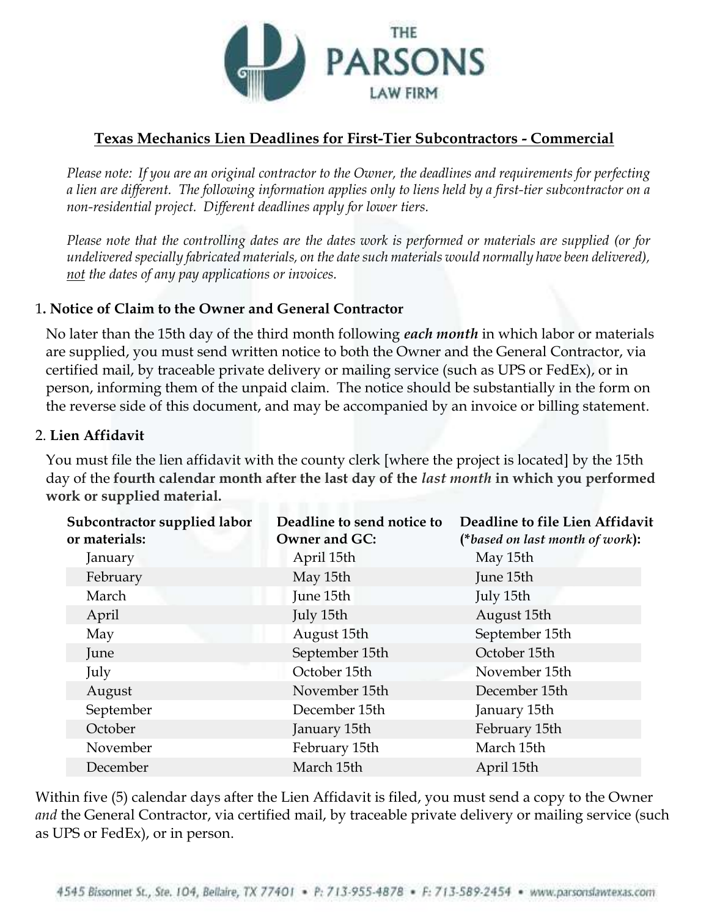THE PARSONS LAW FIRM

## Texas Mechanics Lien Deadlines for First-Tier Subcontractors - Commercial

*Please note: If you are an original contractor to the Owner, the deadlines and requirements for perfecting a lien are different. The following information applies only to liens held by a first-tier subcontractor on a non-residential project. Different deadlines apply for lower tiers.*

*Please note that the controlling dates are the dates work is performed or materials are supplied (or for undelivered specially fabricated materials, on the date such materials would normally have been delivered), not the dates of any pay applications or invoices.*

### 1. Notice of Claim to the Owner and General Contractor

No later than the 15th day of the third month following ***each month*** in which labor or materials are supplied, you must send written notice to both the Owner and the General Contractor, via certified mail, by traceable private delivery or mailing service (such as UPS or FedEx), or in person, informing them of the unpaid claim. The notice should be substantially in the form on the reverse side of this document, and may be accompanied by an invoice or billing statement.

### 2. Lien Affidavit

You must file the lien affidavit with the county clerk [where the project is located] by the 15th day of the **fourth calendar month after the last day of the *last month* in which you performed work or supplied material.**

| Subcontractor supplied labor or materials: | Deadline to send notice to Owner and GC: | Deadline to file Lien Affidavit (*based on last month of work*): |
|---|---|---|
| January | April 15th | May 15th |
| February | May 15th | June 15th |
| March | June 15th | July 15th |
| April | July 15th | August 15th |
| May | August 15th | September 15th |
| June | September 15th | October 15th |
| July | October 15th | November 15th |
| August | November 15th | December 15th |
| September | December 15th | January 15th |
| October | January 15th | February 15th |
| November | February 15th | March 15th |
| December | March 15th | April 15th |

Within five (5) calendar days after the Lien Affidavit is filed, you must send a copy to the Owner *and* the General Contractor, via certified mail, by traceable private delivery or mailing service (such as UPS or FedEx), or in person.

4545 Bissonnet St., Ste. 104, Bellaire, TX 77401 • P: 713-955-4878 • F: 713-589-2454 • www.parsonslawtexas.com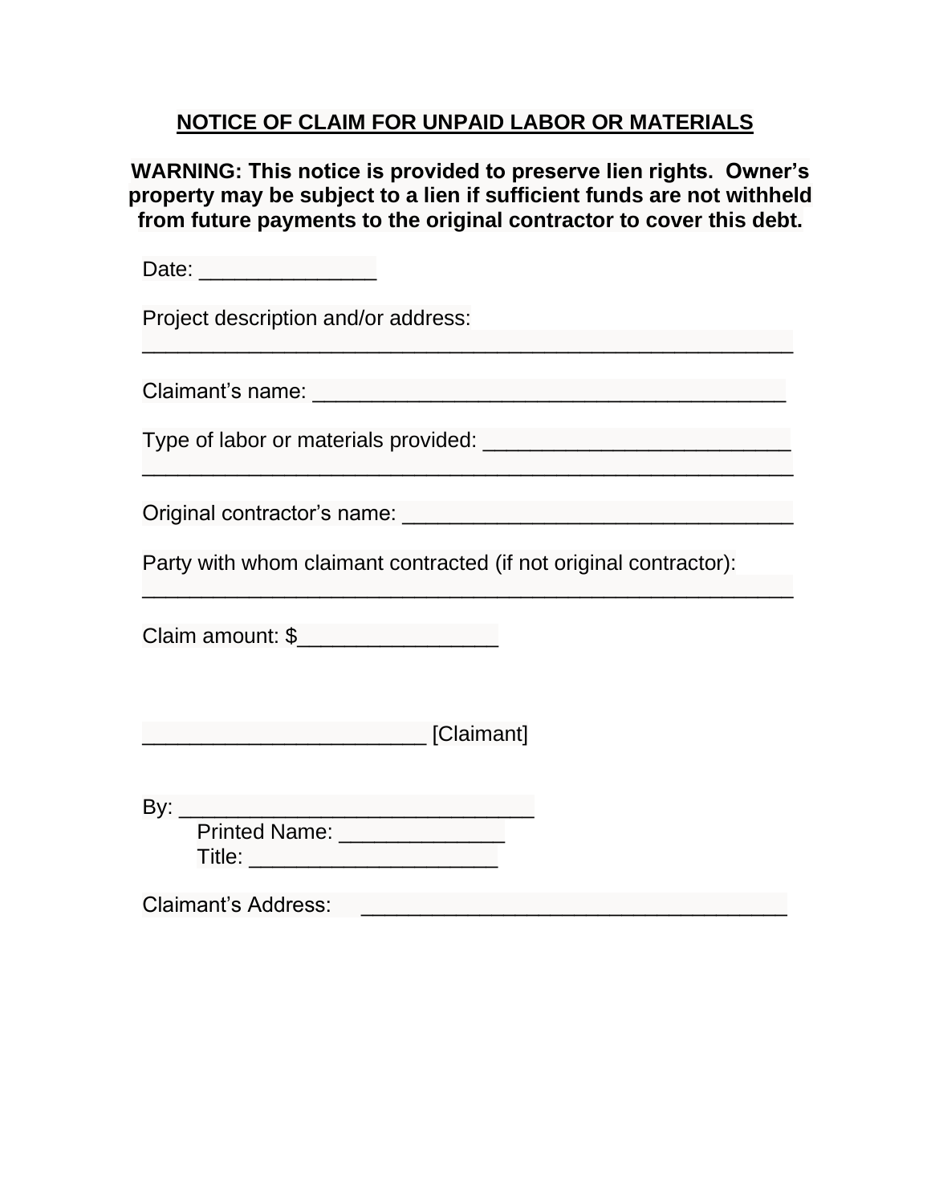## NOTICE OF CLAIM FOR UNPAID LABOR OR MATERIALS

**WARNING: This notice is provided to preserve lien rights. Owner's property may be subject to a lien if sufficient funds are not withheld from future payments to the original contractor to cover this debt.**

Date: _______________

Project description and/or address:
______________________________________________________

Claimant's name: _______________________________________

Type of labor or materials provided: _________________________
______________________________________________________

Original contractor's name: ________________________________

Party with whom claimant contracted (if not original contractor):
______________________________________________________

Claim amount: $_________________

________________________ [Claimant]

By: ______________________________
Printed Name: ______________
Title: _____________________

Claimant's Address: ____________________________________